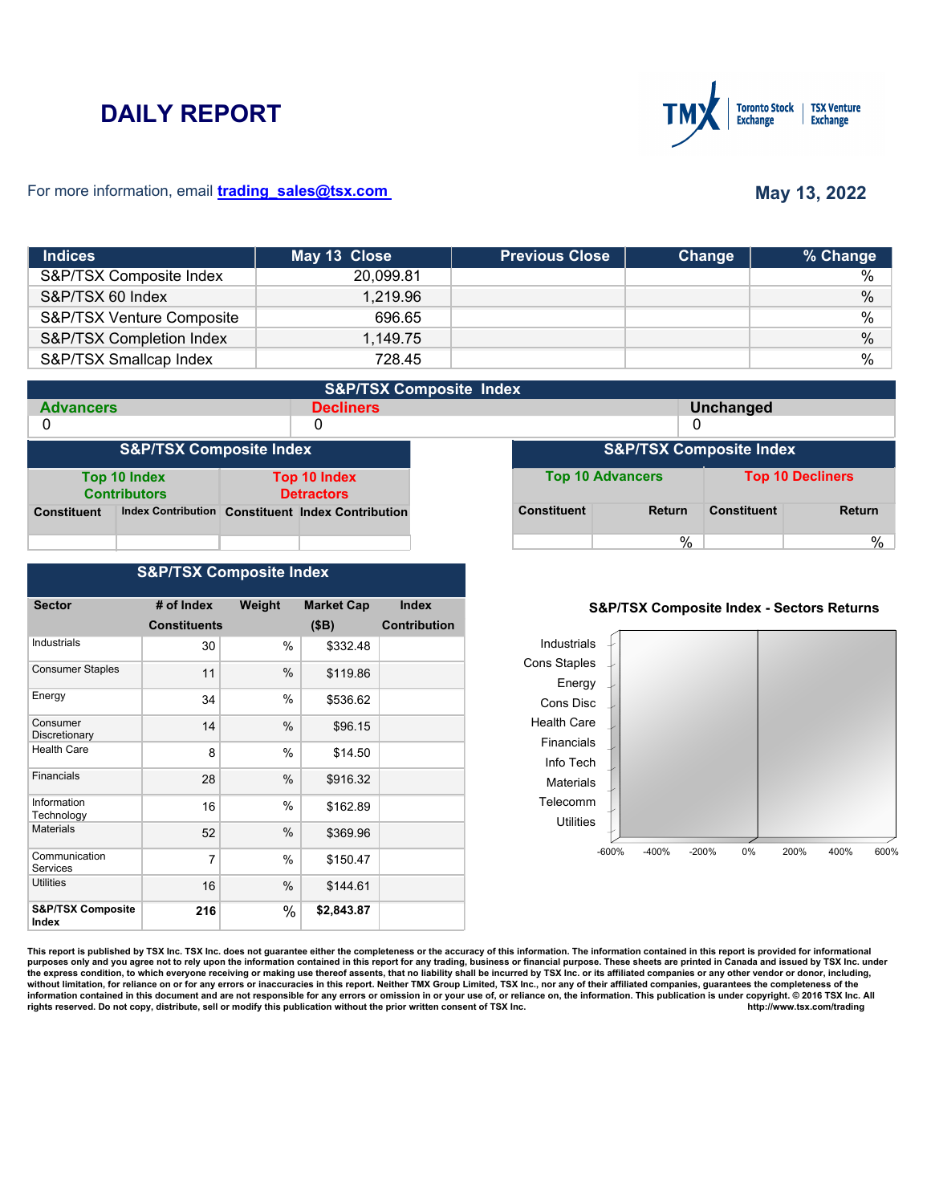# DAILY REPORT

For more information, email trading_sales@tsx.com

**May 13, 2022**

| Indices | May 13 Close | Previous Close | Change | % Change |
|---|---|---|---|---|
| S&P/TSX Composite Index | 20,099.81 | | | % |
| S&P/TSX 60 Index | 1,219.96 | | | % |
| S&P/TSX Venture Composite | 696.65 | | | % |
| S&P/TSX Completion Index | 1,149.75 | | | % |
| S&P/TSX Smallcap Index | 728.45 | | | % |

## S&P/TSX Composite Index

| Advancers | Decliners | Unchanged |
|---|---|---|
| 0 | 0 | 0 |

## S&P/TSX Composite Index

| Top 10 Index Contributors | | Top 10 Index Detractors | |
|---|---|---|---|
| Constituent | Index Contribution | Constituent | Index Contribution |
| | | | |

## S&P/TSX Composite Index

| Top 10 Advancers | | Top 10 Decliners | |
|---|---|---|---|
| Constituent | Return | Constituent | Return |
| | % | | % |

## S&P/TSX Composite Index

| Sector | # of Index Constituents | Weight | Market Cap ($B) | Index Contribution |
|---|---|---|---|---|
| Industrials | 30 | % | $332.48 | |
| Consumer Staples | 11 | % | $119.86 | |
| Energy | 34 | % | $536.62 | |
| Consumer Discretionary | 14 | % | $96.15 | |
| Health Care | 8 | % | $14.50 | |
| Financials | 28 | % | $916.32 | |
| Information Technology | 16 | % | $162.89 | |
| Materials | 52 | % | $369.96 | |
| Communication Services | 7 | % | $150.47 | |
| Utilities | 16 | % | $144.61 | |
| **S&P/TSX Composite Index** | **216** | % | **$2,843.87** | |

**S&P/TSX Composite Index - Sectors Returns**

Industrials, Cons Staples, Energy, Cons Disc, Health Care, Financials, Info Tech, Materials, Telecomm, Utilities

-600% -400% -200% 0% 200% 400% 600%

**This report is published by TSX Inc. TSX Inc. does not guarantee either the completeness or the accuracy of this information. The information contained in this report is provided for informational purposes only and you agree not to rely upon the information contained in this report for any trading, business or financial purpose. These sheets are printed in Canada and issued by TSX Inc. under the express condition, to which everyone receiving or making use thereof assents, that no liability shall be incurred by TSX Inc. or its affiliated companies or any other vendor or donor, including, without limitation, for reliance on or for any errors or inaccuracies in this report. Neither TMX Group Limited, TSX Inc., nor any of their affiliated companies, guarantees the completeness of the information contained in this document and are not responsible for any errors or omission in or your use of, or reliance on, the information. This publication is under copyright. © 2016 TSX Inc. All rights reserved. Do not copy, distribute, sell or modify this publication without the prior written consent of TSX Inc.** http://www.tsx.com/trading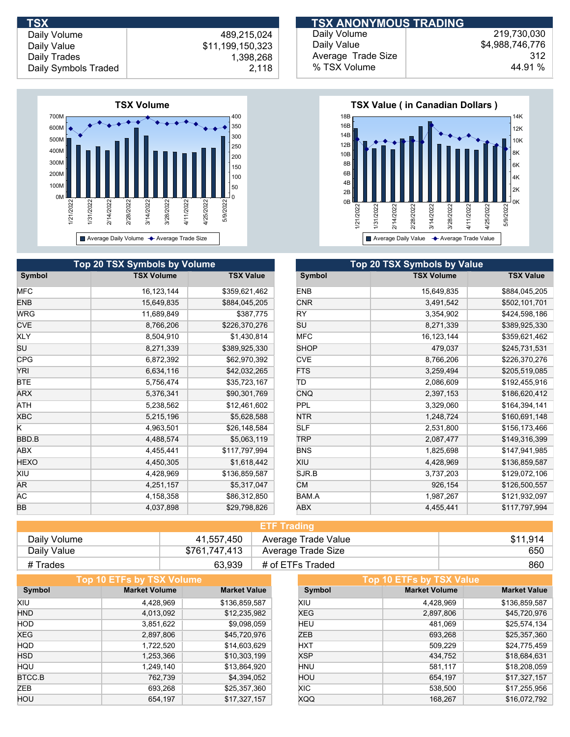## TSX

| | |
|---|---|
| Daily Volume | 489,215,024 |
| Daily Value | $11,199,150,323 |
| Daily Trades | 1,398,268 |
| Daily Symbols Traded | 2,118 |

## TSX ANONYMOUS TRADING

| | |
|---|---|
| Daily Volume | 219,730,030 |
| Daily Value | $4,988,746,776 |
| Average Trade Size | 312 |
| % TSX Volume | 44.91 % |

**TSX Volume**

Average Daily Volume / Average Trade Size

**TSX Value ( in Canadian Dollars )**

Average Daily Value / Average Trade Value

## Top 20 TSX Symbols by Volume

| Symbol | TSX Volume | TSX Value |
|---|---|---|
| MFC | 16,123,144 | $359,621,462 |
| ENB | 15,649,835 | $884,045,205 |
| WRG | 11,689,849 | $387,775 |
| CVE | 8,766,206 | $226,370,276 |
| XLY | 8,504,910 | $1,430,814 |
| SU | 8,271,339 | $389,925,330 |
| CPG | 6,872,392 | $62,970,392 |
| YRI | 6,634,116 | $42,032,265 |
| BTE | 5,756,474 | $35,723,167 |
| ARX | 5,376,341 | $90,301,769 |
| ATH | 5,238,562 | $12,461,602 |
| XBC | 5,215,196 | $5,628,588 |
| K | 4,963,501 | $26,148,584 |
| BBD.B | 4,488,574 | $5,063,119 |
| ABX | 4,455,441 | $117,797,994 |
| HEXO | 4,450,305 | $1,618,442 |
| XIU | 4,428,969 | $136,859,587 |
| AR | 4,251,157 | $5,317,047 |
| AC | 4,158,358 | $86,312,850 |
| BB | 4,037,898 | $29,798,826 |

## Top 20 TSX Symbols by Value

| Symbol | TSX Volume | TSX Value |
|---|---|---|
| ENB | 15,649,835 | $884,045,205 |
| CNR | 3,491,542 | $502,101,701 |
| RY | 3,354,902 | $424,598,186 |
| SU | 8,271,339 | $389,925,330 |
| MFC | 16,123,144 | $359,621,462 |
| SHOP | 479,037 | $245,731,531 |
| CVE | 8,766,206 | $226,370,276 |
| FTS | 3,259,494 | $205,519,085 |
| TD | 2,086,609 | $192,455,916 |
| CNQ | 2,397,153 | $186,620,412 |
| PPL | 3,329,060 | $164,394,141 |
| NTR | 1,248,724 | $160,691,148 |
| SLF | 2,531,800 | $156,173,466 |
| TRP | 2,087,477 | $149,316,399 |
| BNS | 1,825,698 | $147,941,985 |
| XIU | 4,428,969 | $136,859,587 |
| SJR.B | 3,737,203 | $129,072,106 |
| CM | 926,154 | $126,500,557 |
| BAM.A | 1,987,267 | $121,932,097 |
| ABX | 4,455,441 | $117,797,994 |

## ETF Trading

| | | | |
|---|---|---|---|
| Daily Volume | 41,557,450 | Average Trade Value | $11,914 |
| Daily Value | $761,747,413 | Average Trade Size | 650 |
| # Trades | 63,939 | # of ETFs Traded | 860 |

## Top 10 ETFs by TSX Volume

| Symbol | Market Volume | Market Value |
|---|---|---|
| XIU | 4,428,969 | $136,859,587 |
| HND | 4,013,092 | $12,235,982 |
| HOD | 3,851,622 | $9,098,059 |
| XEG | 2,897,806 | $45,720,976 |
| HQD | 1,722,520 | $14,603,629 |
| HSD | 1,253,366 | $10,303,199 |
| HQU | 1,249,140 | $13,864,920 |
| BTCC.B | 762,739 | $4,394,052 |
| ZEB | 693,268 | $25,357,360 |
| HOU | 654,197 | $17,327,157 |

## Top 10 ETFs by TSX Value

| Symbol | Market Volume | Market Value |
|---|---|---|
| XIU | 4,428,969 | $136,859,587 |
| XEG | 2,897,806 | $45,720,976 |
| HEU | 481,069 | $25,574,134 |
| ZEB | 693,268 | $25,357,360 |
| HXT | 509,229 | $24,775,459 |
| XSP | 434,752 | $18,684,631 |
| HNU | 581,117 | $18,208,059 |
| HOU | 654,197 | $17,327,157 |
| XIC | 538,500 | $17,255,956 |
| XQQ | 168,267 | $16,072,792 |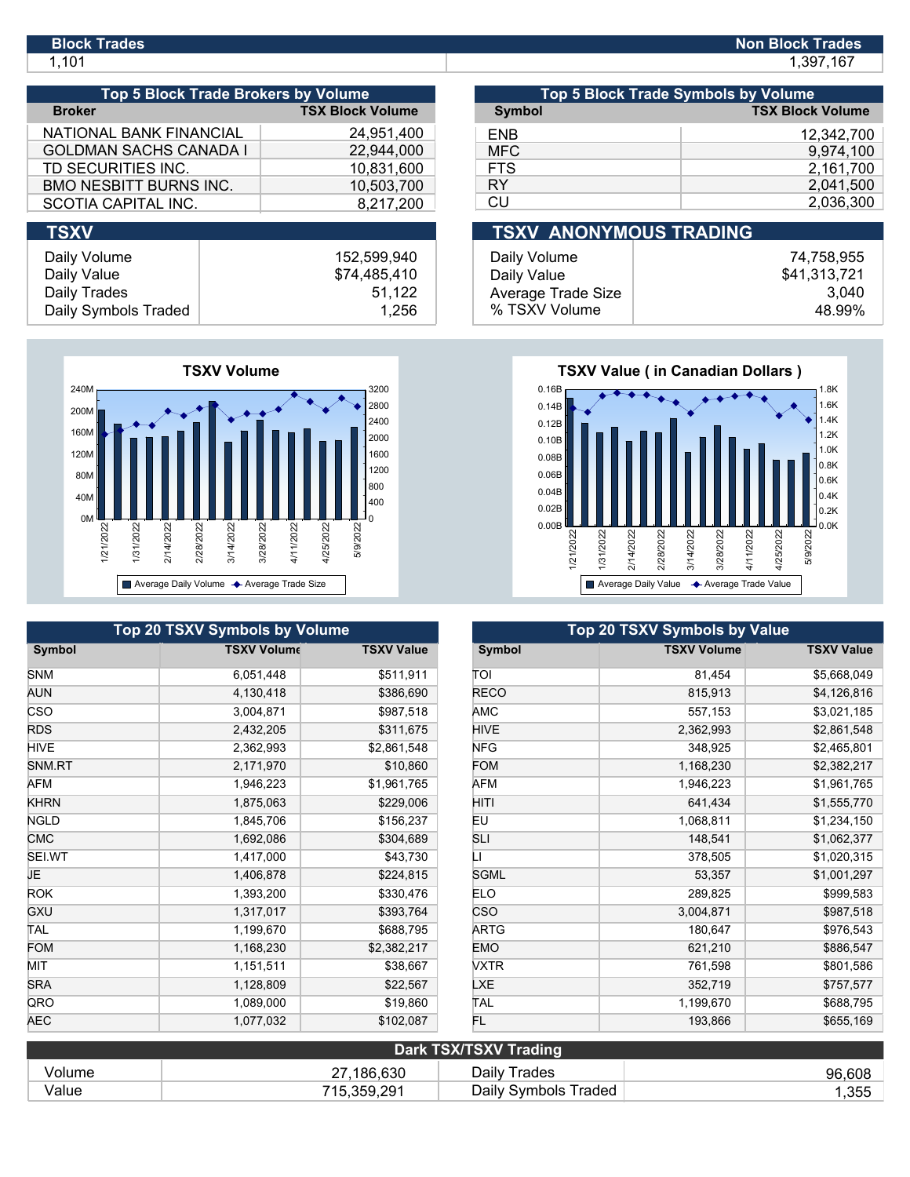| Block Trades | Non Block Trades |
|---|---|
| 1,101 | 1,397,167 |

## Top 5 Block Trade Brokers by Volume

| Broker | TSX Block Volume |
|---|---|
| NATIONAL BANK FINANCIAL | 24,951,400 |
| GOLDMAN SACHS CANADA I | 22,944,000 |
| TD SECURITIES INC. | 10,831,600 |
| BMO NESBITT BURNS INC. | 10,503,700 |
| SCOTIA CAPITAL INC. | 8,217,200 |

## Top 5 Block Trade Symbols by Volume

| Symbol | TSX Block Volume |
|---|---|
| ENB | 12,342,700 |
| MFC | 9,974,100 |
| FTS | 2,161,700 |
| RY | 2,041,500 |
| CU | 2,036,300 |

## TSXV

| | |
|---|---|
| Daily Volume | 152,599,940 |
| Daily Value | $74,485,410 |
| Daily Trades | 51,122 |
| Daily Symbols Traded | 1,256 |

## TSXV ANONYMOUS TRADING

| | |
|---|---|
| Daily Volume | 74,758,955 |
| Daily Value | $41,313,721 |
| Average Trade Size | 3,040 |
| % TSXV Volume | 48.99% |

TSXV Volume

240M 200M 160M 120M 80M 40M 0M

3200 2800 2400 2000 1600 1200 800 400 0

1/21/2022 1/31/2022 2/14/2022 2/28/2022 3/14/2022 3/28/2022 4/11/2022 4/25/2022 5/9/2022

Average Daily Volume, Average Trade Size

TSXV Value ( in Canadian Dollars )

0.16B 0.14B 0.12B 0.10B 0.08B 0.06B 0.04B 0.02B 0.00B

1.8K 1.6K 1.4K 1.2K 1.0K 0.8K 0.6K 0.4K 0.2K 0.0K

1/21/2022 1/31/2022 2/14/2022 2/28/2022 3/14/2022 3/28/2022 4/11/2022 4/25/2022 5/9/2022

Average Daily Value, Average Trade Value

## Top 20 TSXV Symbols by Volume

| Symbol | TSXV Volume | TSXV Value |
|---|---|---|
| SNM | 6,051,448 | $511,911 |
| AUN | 4,130,418 | $386,690 |
| CSO | 3,004,871 | $987,518 |
| RDS | 2,432,205 | $311,675 |
| HIVE | 2,362,993 | $2,861,548 |
| SNM.RT | 2,171,970 | $10,860 |
| AFM | 1,946,223 | $1,961,765 |
| KHRN | 1,875,063 | $229,006 |
| NGLD | 1,845,706 | $156,237 |
| CMC | 1,692,086 | $304,689 |
| SEI.WT | 1,417,000 | $43,730 |
| JE | 1,406,878 | $224,815 |
| ROK | 1,393,200 | $330,476 |
| GXU | 1,317,017 | $393,764 |
| TAL | 1,199,670 | $688,795 |
| FOM | 1,168,230 | $2,382,217 |
| MIT | 1,151,511 | $38,667 |
| SRA | 1,128,809 | $22,567 |
| QRO | 1,089,000 | $19,860 |
| AEC | 1,077,032 | $102,087 |

## Top 20 TSXV Symbols by Value

| Symbol | TSXV Volume | TSXV Value |
|---|---|---|
| TOI | 81,454 | $5,668,049 |
| RECO | 815,913 | $4,126,816 |
| AMC | 557,153 | $3,021,185 |
| HIVE | 2,362,993 | $2,861,548 |
| NFG | 348,925 | $2,465,801 |
| FOM | 1,168,230 | $2,382,217 |
| AFM | 1,946,223 | $1,961,765 |
| HITI | 641,434 | $1,555,770 |
| EU | 1,068,811 | $1,234,150 |
| SLI | 148,541 | $1,062,377 |
| LI | 378,505 | $1,020,315 |
| SGML | 53,357 | $1,001,297 |
| ELO | 289,825 | $999,583 |
| CSO | 3,004,871 | $987,518 |
| ARTG | 180,647 | $976,543 |
| EMO | 621,210 | $886,547 |
| VXTR | 761,598 | $801,586 |
| LXE | 352,719 | $757,577 |
| TAL | 1,199,670 | $688,795 |
| FL | 193,866 | $655,169 |

## Dark TSX/TSXV Trading

| | | | |
|---|---|---|---|
| Volume | 27,186,630 | Daily Trades | 96,608 |
| Value | 715,359,291 | Daily Symbols Traded | 1,355 |